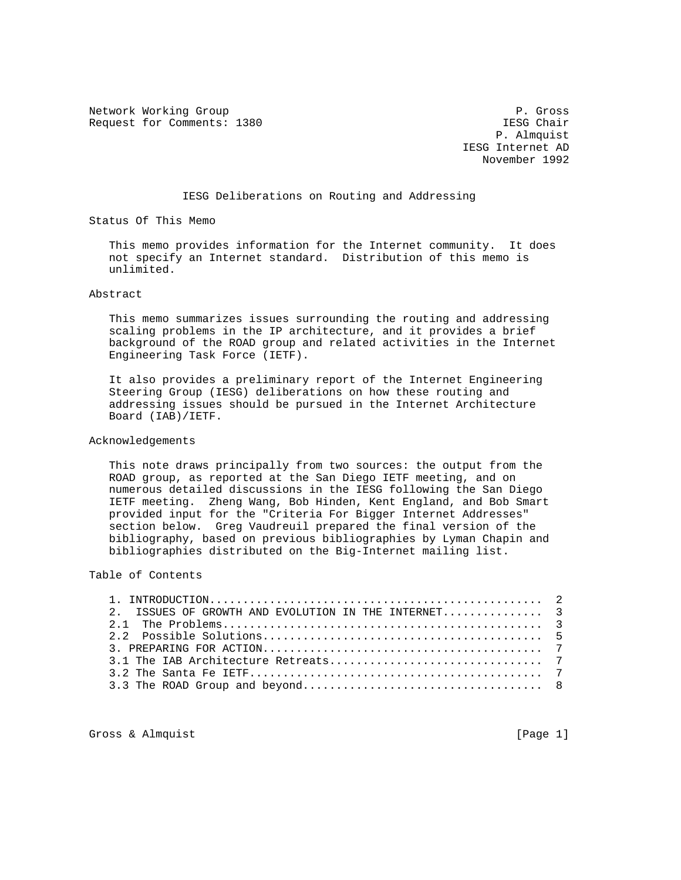Network Working Group P. Gross
Request for Comments: 1380 IESG Chair
P. Almquist
IESG Internet AD
November 1992

# IESG Deliberations on Routing and Addressing

## Status Of This Memo

This memo provides information for the Internet community. It does not specify an Internet standard. Distribution of this memo is unlimited.

## Abstract

This memo summarizes issues surrounding the routing and addressing scaling problems in the IP architecture, and it provides a brief background of the ROAD group and related activities in the Internet Engineering Task Force (IETF).

It also provides a preliminary report of the Internet Engineering Steering Group (IESG) deliberations on how these routing and addressing issues should be pursued in the Internet Architecture Board (IAB)/IETF.

## Acknowledgements

This note draws principally from two sources: the output from the ROAD group, as reported at the San Diego IETF meeting, and on numerous detailed discussions in the IESG following the San Diego IETF meeting. Zheng Wang, Bob Hinden, Kent England, and Bob Smart provided input for the "Criteria For Bigger Internet Addresses" section below. Greg Vaudreuil prepared the final version of the bibliography, based on previous bibliographies by Lyman Chapin and bibliographies distributed on the Big-Internet mailing list.

## Table of Contents

1. INTRODUCTION................................................ 2
2. ISSUES OF GROWTH AND EVOLUTION IN THE INTERNET.............. 3
2.1 The Problems............................................... 3
2.2 Possible Solutions......................................... 5
3. PREPARING FOR ACTION........................................ 7
3.1 The IAB Architecture Retreats.............................. 7
3.2 The Santa Fe IETF.......................................... 7
3.3 The ROAD Group and beyond.................................. 8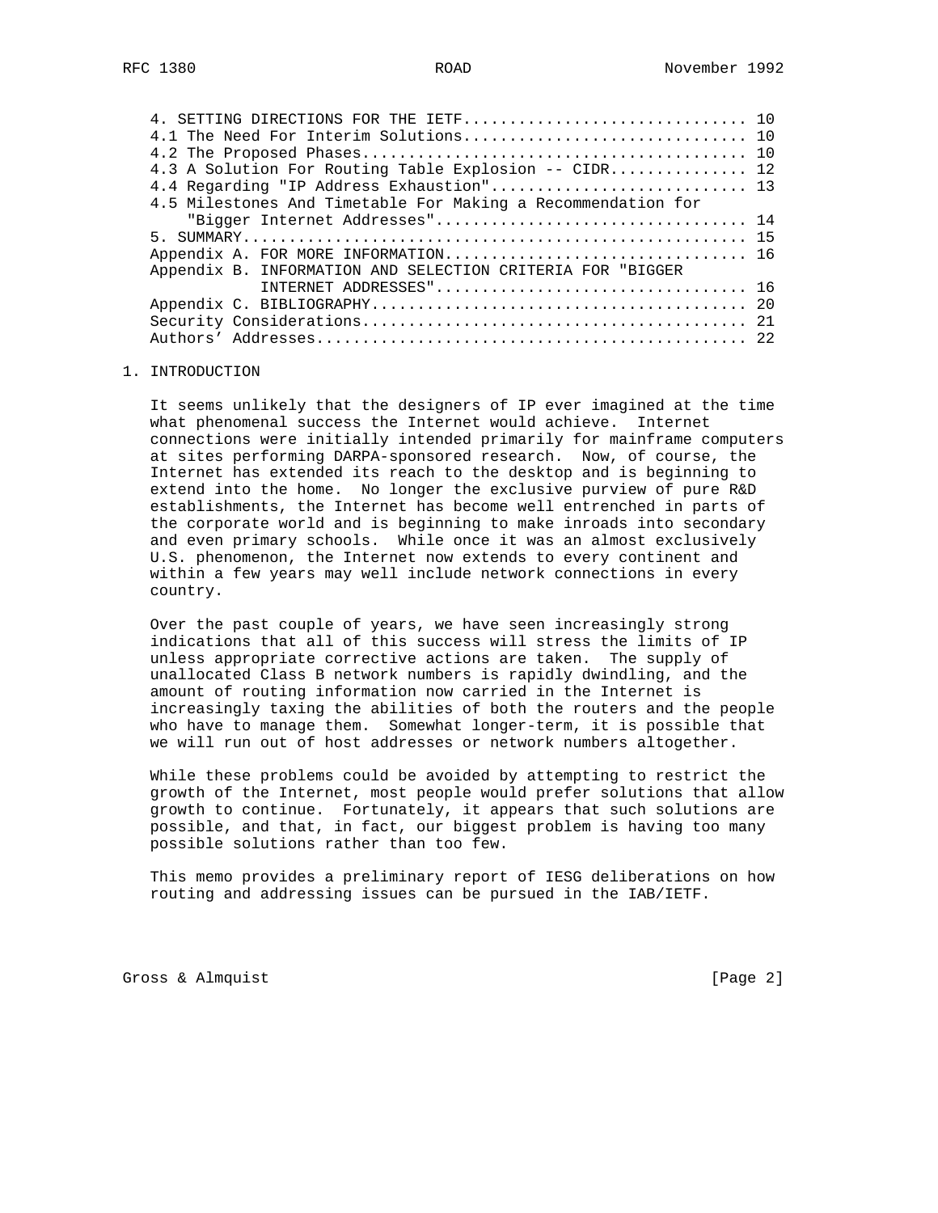4. SETTING DIRECTIONS FOR THE IETF.............................. 10
4.1 The Need For Interim Solutions.............................. 10
4.2 The Proposed Phases......................................... 10
4.3 A Solution For Routing Table Explosion -- CIDR.............. 12
4.4 Regarding "IP Address Exhaustion"........................... 13
4.5 Milestones And Timetable For Making a Recommendation for "Bigger Internet Addresses"................................. 14
5. SUMMARY...................................................... 15
Appendix A. FOR MORE INFORMATION................................ 16
Appendix B. INFORMATION AND SELECTION CRITERIA FOR "BIGGER INTERNET ADDRESSES"................................. 16
Appendix C. BIBLIOGRAPHY........................................ 20
Security Considerations......................................... 21
Authors' Addresses.............................................. 22

# 1. INTRODUCTION

It seems unlikely that the designers of IP ever imagined at the time what phenomenal success the Internet would achieve. Internet connections were initially intended primarily for mainframe computers at sites performing DARPA-sponsored research. Now, of course, the Internet has extended its reach to the desktop and is beginning to extend into the home. No longer the exclusive purview of pure R&D establishments, the Internet has become well entrenched in parts of the corporate world and is beginning to make inroads into secondary and even primary schools. While once it was an almost exclusively U.S. phenomenon, the Internet now extends to every continent and within a few years may well include network connections in every country.

Over the past couple of years, we have seen increasingly strong indications that all of this success will stress the limits of IP unless appropriate corrective actions are taken. The supply of unallocated Class B network numbers is rapidly dwindling, and the amount of routing information now carried in the Internet is increasingly taxing the abilities of both the routers and the people who have to manage them. Somewhat longer-term, it is possible that we will run out of host addresses or network numbers altogether.

While these problems could be avoided by attempting to restrict the growth of the Internet, most people would prefer solutions that allow growth to continue. Fortunately, it appears that such solutions are possible, and that, in fact, our biggest problem is having too many possible solutions rather than too few.

This memo provides a preliminary report of IESG deliberations on how routing and addressing issues can be pursued in the IAB/IETF.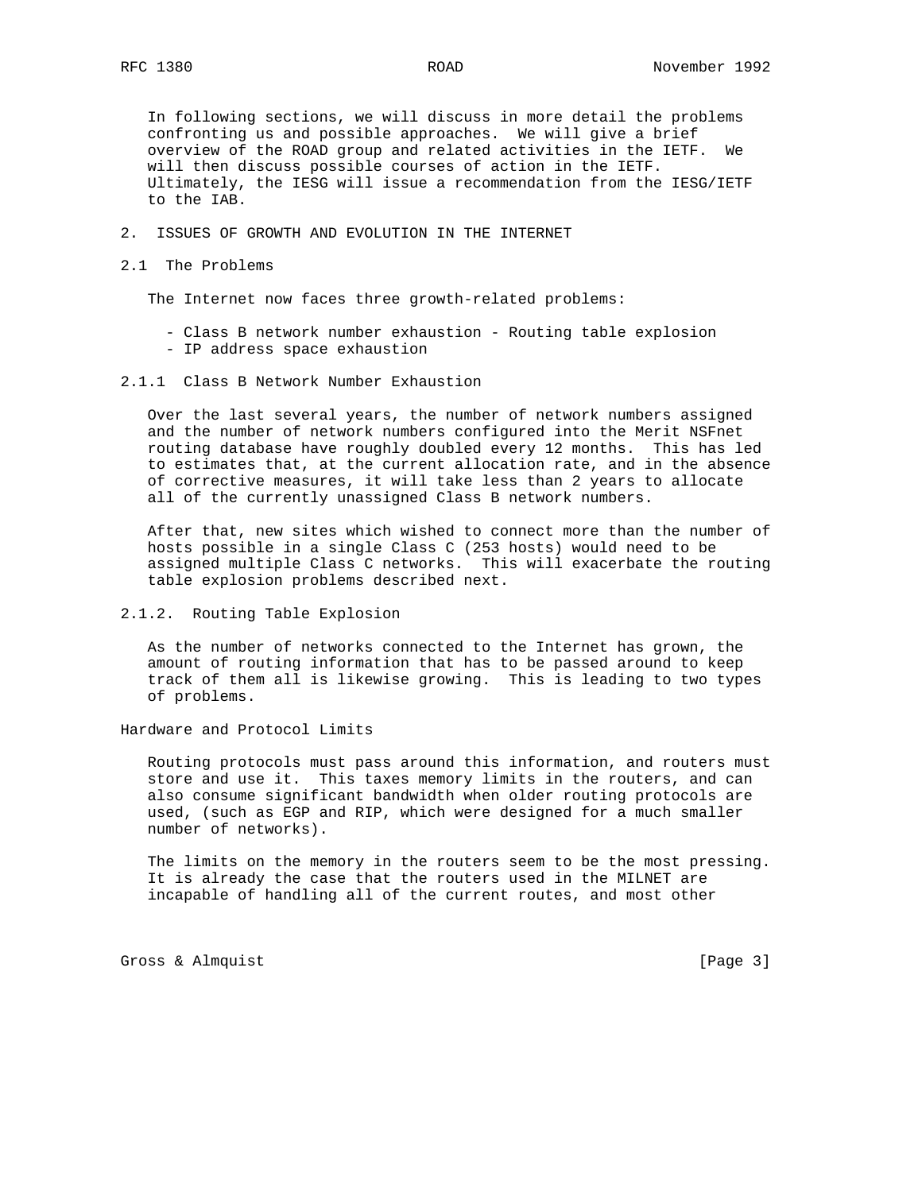In following sections, we will discuss in more detail the problems confronting us and possible approaches. We will give a brief overview of the ROAD group and related activities in the IETF. We will then discuss possible courses of action in the IETF. Ultimately, the IESG will issue a recommendation from the IESG/IETF to the IAB.

## 2. ISSUES OF GROWTH AND EVOLUTION IN THE INTERNET

### 2.1 The Problems

The Internet now faces three growth-related problems:

- Class B network number exhaustion - Routing table explosion
- IP address space exhaustion

#### 2.1.1 Class B Network Number Exhaustion

Over the last several years, the number of network numbers assigned and the number of network numbers configured into the Merit NSFnet routing database have roughly doubled every 12 months. This has led to estimates that, at the current allocation rate, and in the absence of corrective measures, it will take less than 2 years to allocate all of the currently unassigned Class B network numbers.

After that, new sites which wished to connect more than the number of hosts possible in a single Class C (253 hosts) would need to be assigned multiple Class C networks. This will exacerbate the routing table explosion problems described next.

#### 2.1.2. Routing Table Explosion

As the number of networks connected to the Internet has grown, the amount of routing information that has to be passed around to keep track of them all is likewise growing. This is leading to two types of problems.

Hardware and Protocol Limits

Routing protocols must pass around this information, and routers must store and use it. This taxes memory limits in the routers, and can also consume significant bandwidth when older routing protocols are used, (such as EGP and RIP, which were designed for a much smaller number of networks).

The limits on the memory in the routers seem to be the most pressing. It is already the case that the routers used in the MILNET are incapable of handling all of the current routes, and most other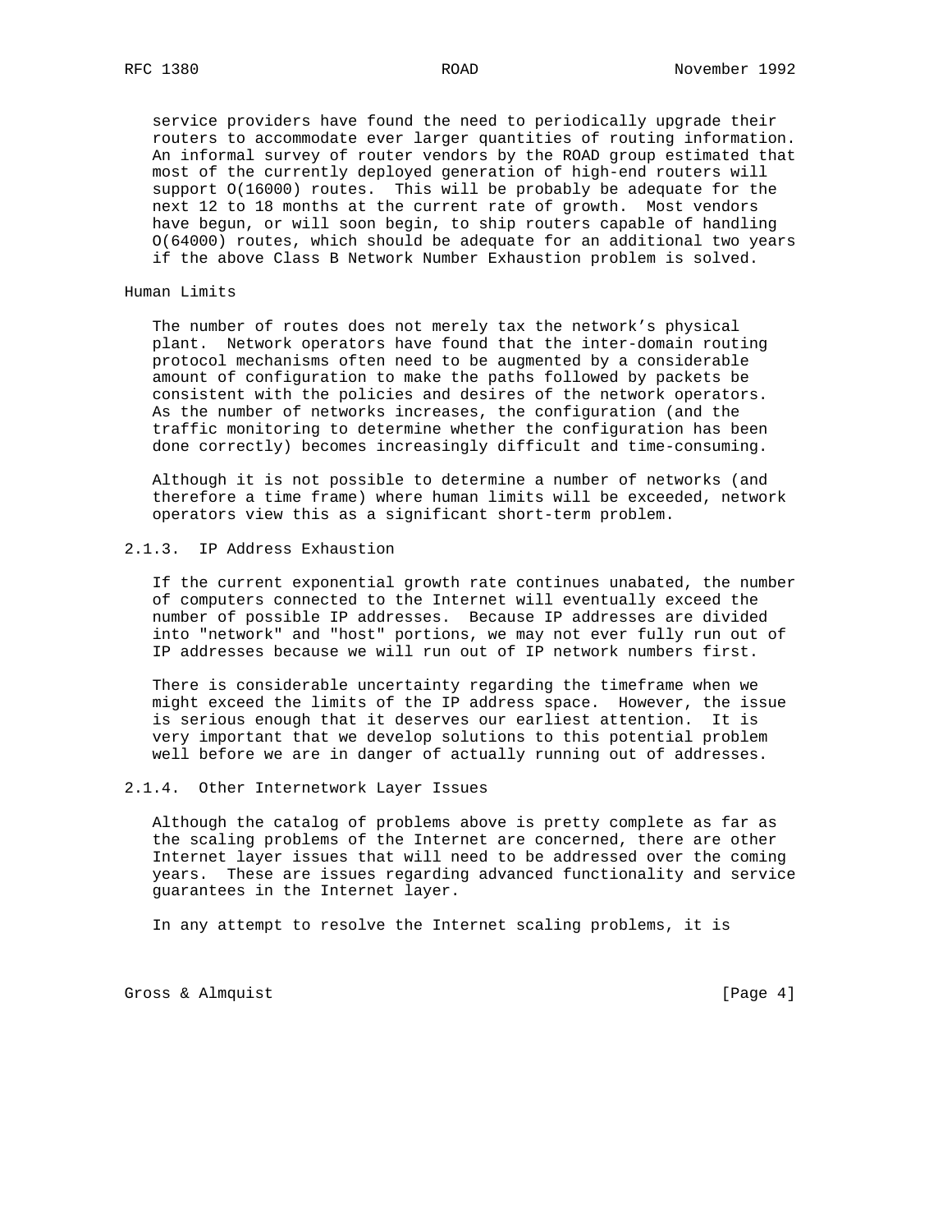service providers have found the need to periodically upgrade their routers to accommodate ever larger quantities of routing information. An informal survey of router vendors by the ROAD group estimated that most of the currently deployed generation of high-end routers will support O(16000) routes. This will be probably be adequate for the next 12 to 18 months at the current rate of growth. Most vendors have begun, or will soon begin, to ship routers capable of handling O(64000) routes, which should be adequate for an additional two years if the above Class B Network Number Exhaustion problem is solved.

#### Human Limits

The number of routes does not merely tax the network's physical plant. Network operators have found that the inter-domain routing protocol mechanisms often need to be augmented by a considerable amount of configuration to make the paths followed by packets be consistent with the policies and desires of the network operators. As the number of networks increases, the configuration (and the traffic monitoring to determine whether the configuration has been done correctly) becomes increasingly difficult and time-consuming.

Although it is not possible to determine a number of networks (and therefore a time frame) where human limits will be exceeded, network operators view this as a significant short-term problem.

### 2.1.3. IP Address Exhaustion

If the current exponential growth rate continues unabated, the number of computers connected to the Internet will eventually exceed the number of possible IP addresses. Because IP addresses are divided into "network" and "host" portions, we may not ever fully run out of IP addresses because we will run out of IP network numbers first.

There is considerable uncertainty regarding the timeframe when we might exceed the limits of the IP address space. However, the issue is serious enough that it deserves our earliest attention. It is very important that we develop solutions to this potential problem well before we are in danger of actually running out of addresses.

### 2.1.4. Other Internetwork Layer Issues

Although the catalog of problems above is pretty complete as far as the scaling problems of the Internet are concerned, there are other Internet layer issues that will need to be addressed over the coming years. These are issues regarding advanced functionality and service guarantees in the Internet layer.

In any attempt to resolve the Internet scaling problems, it is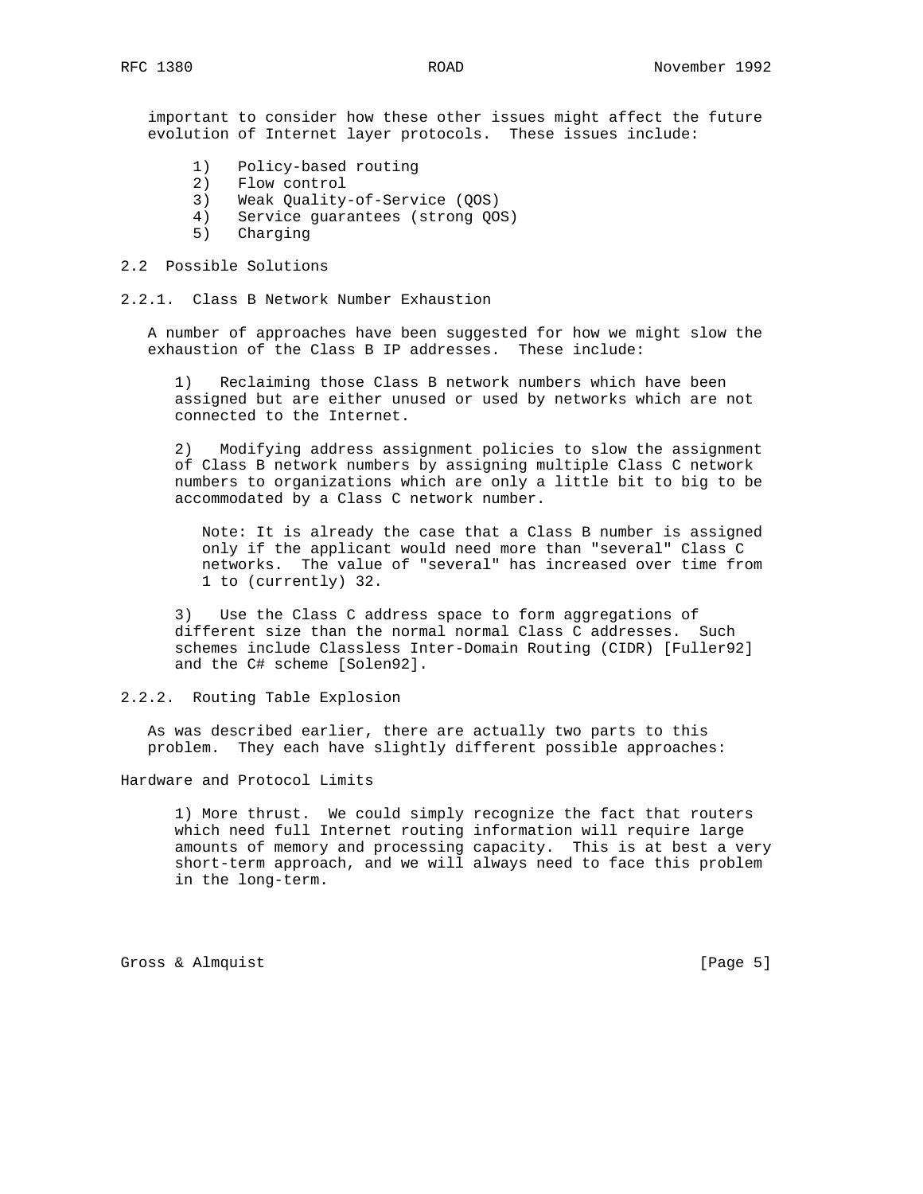important to consider how these other issues might affect the future evolution of Internet layer protocols. These issues include:

1) Policy-based routing
2) Flow control
3) Weak Quality-of-Service (QOS)
4) Service guarantees (strong QOS)
5) Charging

## 2.2 Possible Solutions

### 2.2.1. Class B Network Number Exhaustion

A number of approaches have been suggested for how we might slow the exhaustion of the Class B IP addresses. These include:

1) Reclaiming those Class B network numbers which have been assigned but are either unused or used by networks which are not connected to the Internet.

2) Modifying address assignment policies to slow the assignment of Class B network numbers by assigning multiple Class C network numbers to organizations which are only a little bit to big to be accommodated by a Class C network number.

> Note: It is already the case that a Class B number is assigned only if the applicant would need more than "several" Class C networks. The value of "several" has increased over time from 1 to (currently) 32.

3) Use the Class C address space to form aggregations of different size than the normal normal Class C addresses. Such schemes include Classless Inter-Domain Routing (CIDR) [Fuller92] and the C# scheme [Solen92].

### 2.2.2. Routing Table Explosion

As was described earlier, there are actually two parts to this problem. They each have slightly different possible approaches:

Hardware and Protocol Limits

1) More thrust. We could simply recognize the fact that routers which need full Internet routing information will require large amounts of memory and processing capacity. This is at best a very short-term approach, and we will always need to face this problem in the long-term.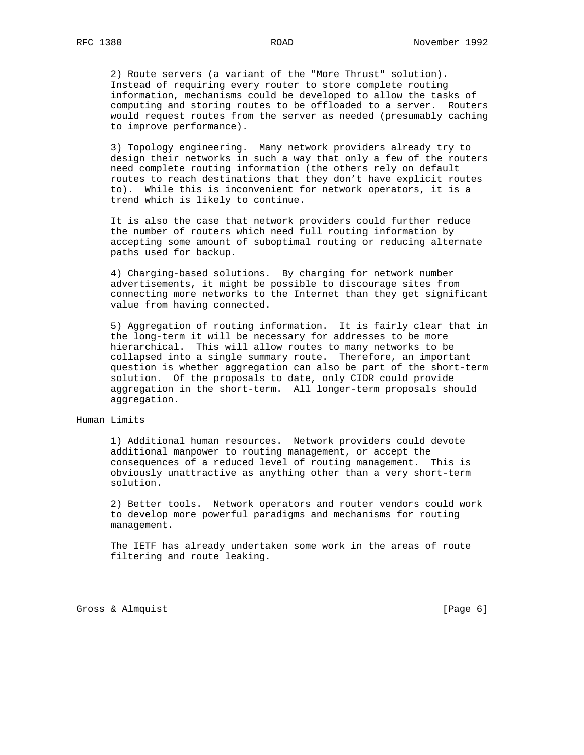2) Route servers (a variant of the "More Thrust" solution). Instead of requiring every router to store complete routing information, mechanisms could be developed to allow the tasks of computing and storing routes to be offloaded to a server. Routers would request routes from the server as needed (presumably caching to improve performance).

3) Topology engineering. Many network providers already try to design their networks in such a way that only a few of the routers need complete routing information (the others rely on default routes to reach destinations that they don't have explicit routes to). While this is inconvenient for network operators, it is a trend which is likely to continue.

It is also the case that network providers could further reduce the number of routers which need full routing information by accepting some amount of suboptimal routing or reducing alternate paths used for backup.

4) Charging-based solutions. By charging for network number advertisements, it might be possible to discourage sites from connecting more networks to the Internet than they get significant value from having connected.

5) Aggregation of routing information. It is fairly clear that in the long-term it will be necessary for addresses to be more hierarchical. This will allow routes to many networks to be collapsed into a single summary route. Therefore, an important question is whether aggregation can also be part of the short-term solution. Of the proposals to date, only CIDR could provide aggregation in the short-term. All longer-term proposals should aggregation.

Human Limits

1) Additional human resources. Network providers could devote additional manpower to routing management, or accept the consequences of a reduced level of routing management. This is obviously unattractive as anything other than a very short-term solution.

2) Better tools. Network operators and router vendors could work to develop more powerful paradigms and mechanisms for routing management.

The IETF has already undertaken some work in the areas of route filtering and route leaking.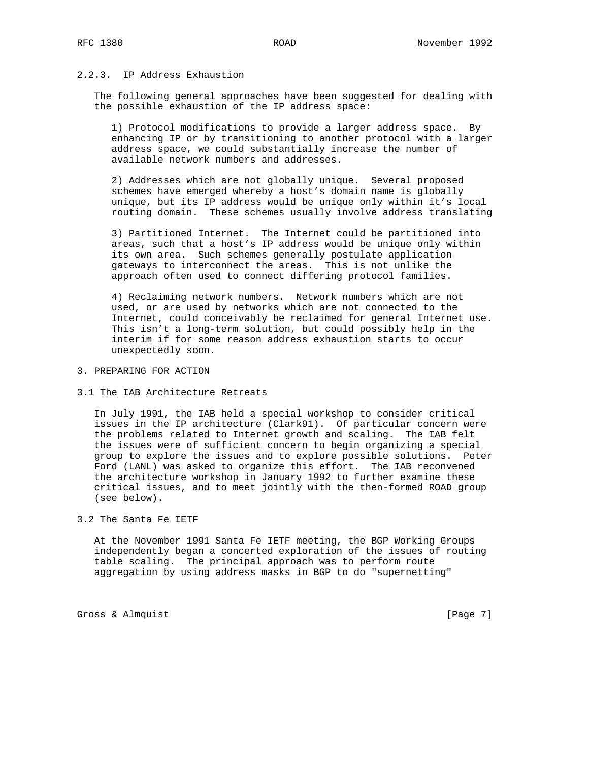### 2.2.3. IP Address Exhaustion

The following general approaches have been suggested for dealing with the possible exhaustion of the IP address space:

1) Protocol modifications to provide a larger address space. By enhancing IP or by transitioning to another protocol with a larger address space, we could substantially increase the number of available network numbers and addresses.

2) Addresses which are not globally unique. Several proposed schemes have emerged whereby a host's domain name is globally unique, but its IP address would be unique only within it's local routing domain. These schemes usually involve address translating

3) Partitioned Internet. The Internet could be partitioned into areas, such that a host's IP address would be unique only within its own area. Such schemes generally postulate application gateways to interconnect the areas. This is not unlike the approach often used to connect differing protocol families.

4) Reclaiming network numbers. Network numbers which are not used, or are used by networks which are not connected to the Internet, could conceivably be reclaimed for general Internet use. This isn't a long-term solution, but could possibly help in the interim if for some reason address exhaustion starts to occur unexpectedly soon.

# 3. PREPARING FOR ACTION

## 3.1 The IAB Architecture Retreats

In July 1991, the IAB held a special workshop to consider critical issues in the IP architecture (Clark91). Of particular concern were the problems related to Internet growth and scaling. The IAB felt the issues were of sufficient concern to begin organizing a special group to explore the issues and to explore possible solutions. Peter Ford (LANL) was asked to organize this effort. The IAB reconvened the architecture workshop in January 1992 to further examine these critical issues, and to meet jointly with the then-formed ROAD group (see below).

## 3.2 The Santa Fe IETF

At the November 1991 Santa Fe IETF meeting, the BGP Working Groups independently began a concerted exploration of the issues of routing table scaling. The principal approach was to perform route aggregation by using address masks in BGP to do "supernetting"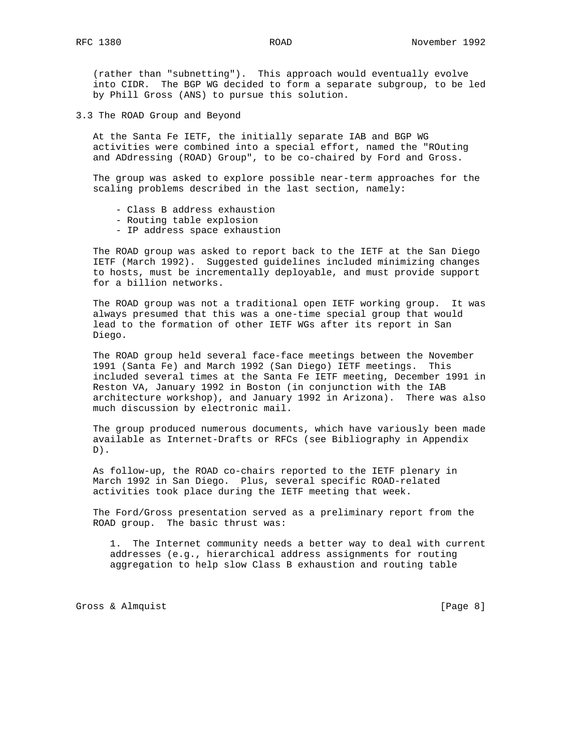(rather than "subnetting"). This approach would eventually evolve into CIDR. The BGP WG decided to form a separate subgroup, to be led by Phill Gross (ANS) to pursue this solution.

### 3.3 The ROAD Group and Beyond

At the Santa Fe IETF, the initially separate IAB and BGP WG activities were combined into a special effort, named the "ROuting and ADdressing (ROAD) Group", to be co-chaired by Ford and Gross.

The group was asked to explore possible near-term approaches for the scaling problems described in the last section, namely:

- Class B address exhaustion
- Routing table explosion
- IP address space exhaustion

The ROAD group was asked to report back to the IETF at the San Diego IETF (March 1992). Suggested guidelines included minimizing changes to hosts, must be incrementally deployable, and must provide support for a billion networks.

The ROAD group was not a traditional open IETF working group. It was always presumed that this was a one-time special group that would lead to the formation of other IETF WGs after its report in San Diego.

The ROAD group held several face-face meetings between the November 1991 (Santa Fe) and March 1992 (San Diego) IETF meetings. This included several times at the Santa Fe IETF meeting, December 1991 in Reston VA, January 1992 in Boston (in conjunction with the IAB architecture workshop), and January 1992 in Arizona). There was also much discussion by electronic mail.

The group produced numerous documents, which have variously been made available as Internet-Drafts or RFCs (see Bibliography in Appendix D).

As follow-up, the ROAD co-chairs reported to the IETF plenary in March 1992 in San Diego. Plus, several specific ROAD-related activities took place during the IETF meeting that week.

The Ford/Gross presentation served as a preliminary report from the ROAD group. The basic thrust was:

1. The Internet community needs a better way to deal with current addresses (e.g., hierarchical address assignments for routing aggregation to help slow Class B exhaustion and routing table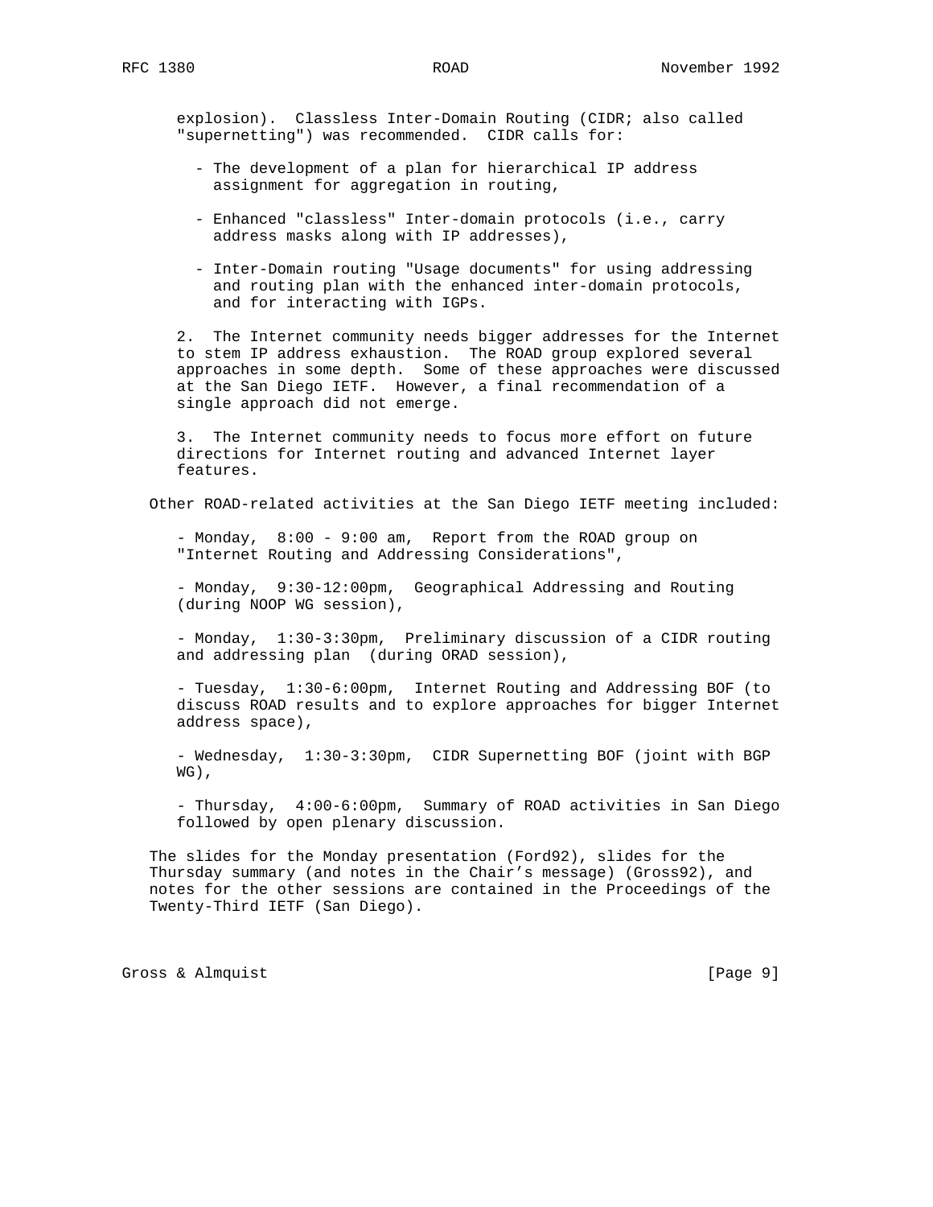explosion). Classless Inter-Domain Routing (CIDR; also called "supernetting") was recommended. CIDR calls for:

- The development of a plan for hierarchical IP address assignment for aggregation in routing,

- Enhanced "classless" Inter-domain protocols (i.e., carry address masks along with IP addresses),

- Inter-Domain routing "Usage documents" for using addressing and routing plan with the enhanced inter-domain protocols, and for interacting with IGPs.

2. The Internet community needs bigger addresses for the Internet to stem IP address exhaustion. The ROAD group explored several approaches in some depth. Some of these approaches were discussed at the San Diego IETF. However, a final recommendation of a single approach did not emerge.

3. The Internet community needs to focus more effort on future directions for Internet routing and advanced Internet layer features.

Other ROAD-related activities at the San Diego IETF meeting included:

- Monday, 8:00 - 9:00 am, Report from the ROAD group on "Internet Routing and Addressing Considerations",

- Monday, 9:30-12:00pm, Geographical Addressing and Routing (during NOOP WG session),

- Monday, 1:30-3:30pm, Preliminary discussion of a CIDR routing and addressing plan (during ORAD session),

- Tuesday, 1:30-6:00pm, Internet Routing and Addressing BOF (to discuss ROAD results and to explore approaches for bigger Internet address space),

- Wednesday, 1:30-3:30pm, CIDR Supernetting BOF (joint with BGP WG),

- Thursday, 4:00-6:00pm, Summary of ROAD activities in San Diego followed by open plenary discussion.

The slides for the Monday presentation (Ford92), slides for the Thursday summary (and notes in the Chair's message) (Gross92), and notes for the other sessions are contained in the Proceedings of the Twenty-Third IETF (San Diego).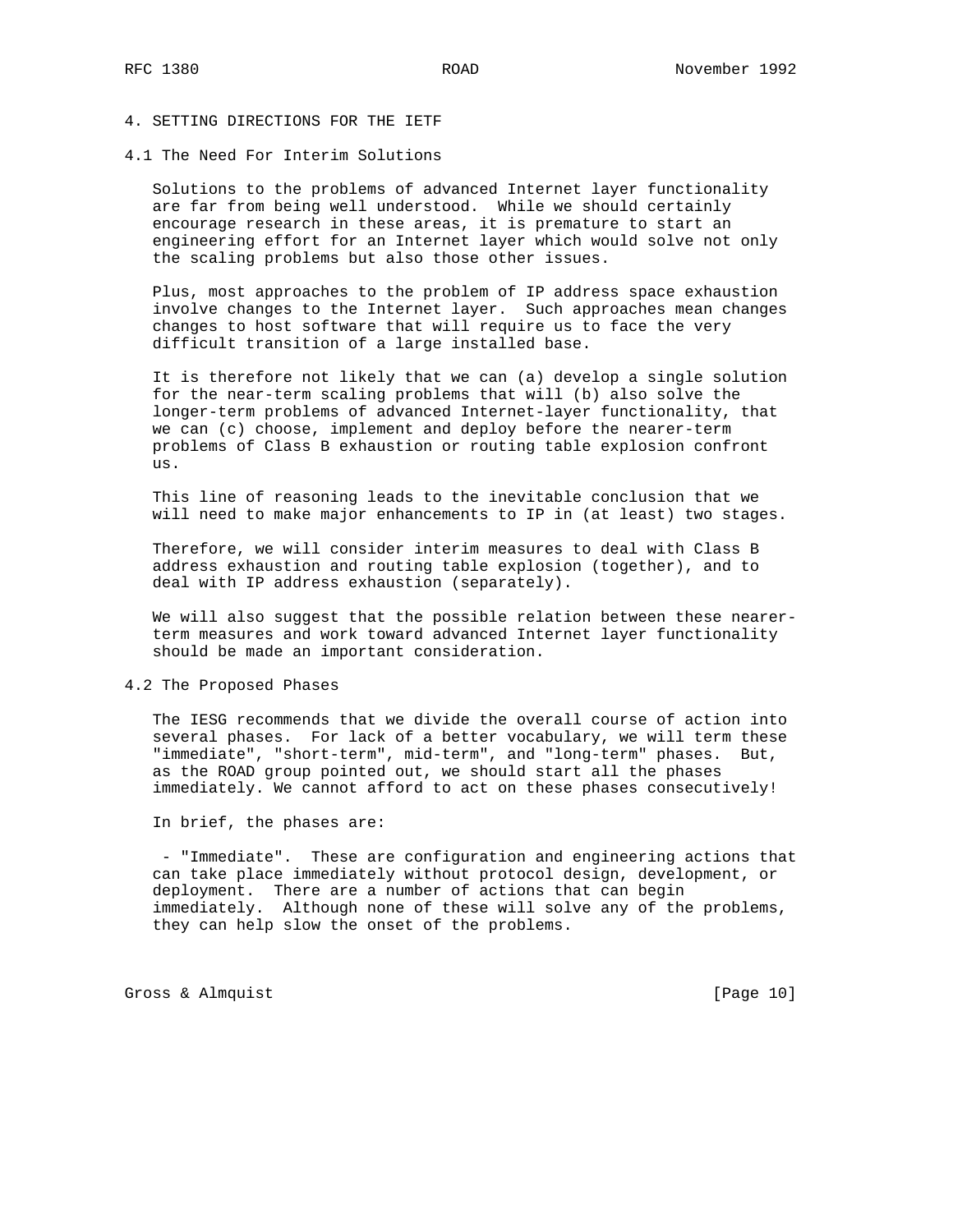## 4. SETTING DIRECTIONS FOR THE IETF

### 4.1 The Need For Interim Solutions

Solutions to the problems of advanced Internet layer functionality are far from being well understood. While we should certainly encourage research in these areas, it is premature to start an engineering effort for an Internet layer which would solve not only the scaling problems but also those other issues.

Plus, most approaches to the problem of IP address space exhaustion involve changes to the Internet layer. Such approaches mean changes changes to host software that will require us to face the very difficult transition of a large installed base.

It is therefore not likely that we can (a) develop a single solution for the near-term scaling problems that will (b) also solve the longer-term problems of advanced Internet-layer functionality, that we can (c) choose, implement and deploy before the nearer-term problems of Class B exhaustion or routing table explosion confront us.

This line of reasoning leads to the inevitable conclusion that we will need to make major enhancements to IP in (at least) two stages.

Therefore, we will consider interim measures to deal with Class B address exhaustion and routing table explosion (together), and to deal with IP address exhaustion (separately).

We will also suggest that the possible relation between these nearer-term measures and work toward advanced Internet layer functionality should be made an important consideration.

### 4.2 The Proposed Phases

The IESG recommends that we divide the overall course of action into several phases. For lack of a better vocabulary, we will term these "immediate", "short-term", mid-term", and "long-term" phases. But, as the ROAD group pointed out, we should start all the phases immediately. We cannot afford to act on these phases consecutively!

In brief, the phases are:

- "Immediate". These are configuration and engineering actions that can take place immediately without protocol design, development, or deployment. There are a number of actions that can begin immediately. Although none of these will solve any of the problems, they can help slow the onset of the problems.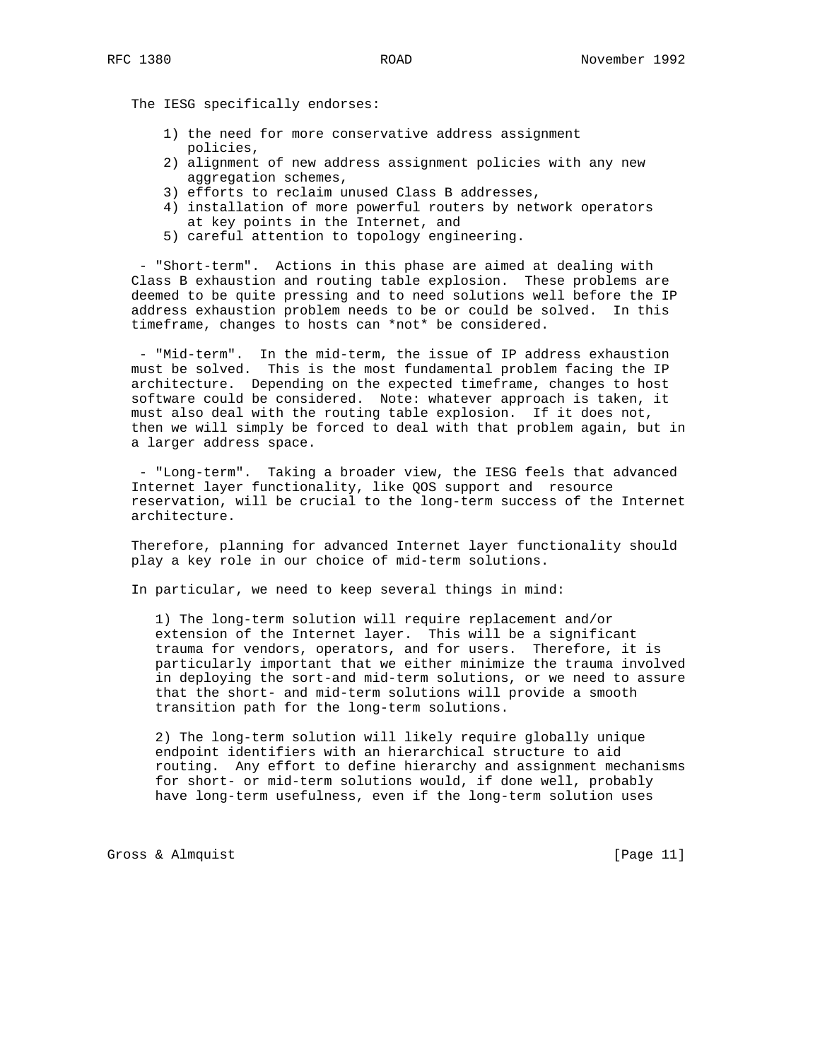The IESG specifically endorses:

1) the need for more conservative address assignment policies,
2) alignment of new address assignment policies with any new aggregation schemes,
3) efforts to reclaim unused Class B addresses,
4) installation of more powerful routers by network operators at key points in the Internet, and
5) careful attention to topology engineering.

- "Short-term". Actions in this phase are aimed at dealing with Class B exhaustion and routing table explosion. These problems are deemed to be quite pressing and to need solutions well before the IP address exhaustion problem needs to be or could be solved. In this timeframe, changes to hosts can *not* be considered.

- "Mid-term". In the mid-term, the issue of IP address exhaustion must be solved. This is the most fundamental problem facing the IP architecture. Depending on the expected timeframe, changes to host software could be considered. Note: whatever approach is taken, it must also deal with the routing table explosion. If it does not, then we will simply be forced to deal with that problem again, but in a larger address space.

- "Long-term". Taking a broader view, the IESG feels that advanced Internet layer functionality, like QOS support and resource reservation, will be crucial to the long-term success of the Internet architecture.

Therefore, planning for advanced Internet layer functionality should play a key role in our choice of mid-term solutions.

In particular, we need to keep several things in mind:

1) The long-term solution will require replacement and/or extension of the Internet layer. This will be a significant trauma for vendors, operators, and for users. Therefore, it is particularly important that we either minimize the trauma involved in deploying the sort-and mid-term solutions, or we need to assure that the short- and mid-term solutions will provide a smooth transition path for the long-term solutions.

2) The long-term solution will likely require globally unique endpoint identifiers with an hierarchical structure to aid routing. Any effort to define hierarchy and assignment mechanisms for short- or mid-term solutions would, if done well, probably have long-term usefulness, even if the long-term solution uses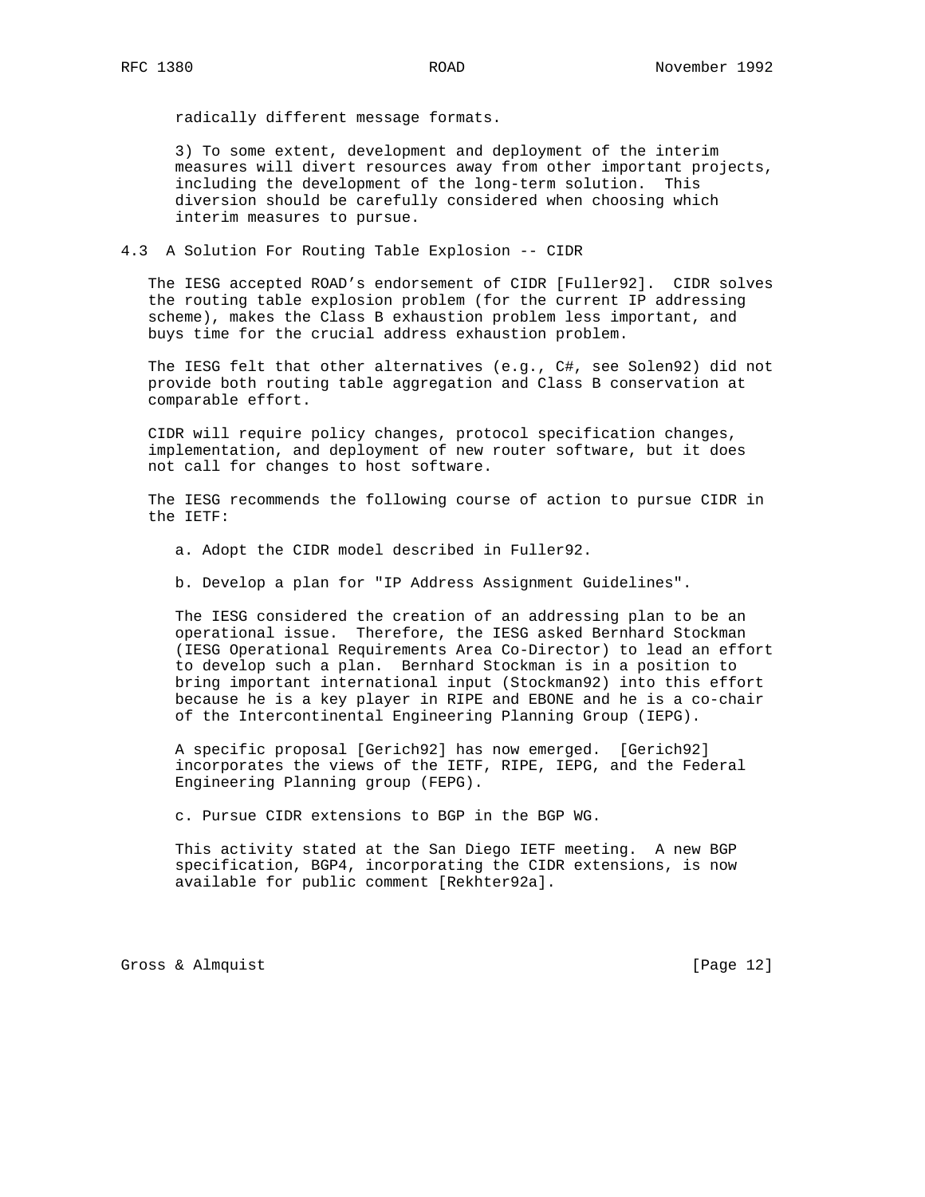radically different message formats.

3) To some extent, development and deployment of the interim measures will divert resources away from other important projects, including the development of the long-term solution. This diversion should be carefully considered when choosing which interim measures to pursue.

### 4.3 A Solution For Routing Table Explosion -- CIDR

The IESG accepted ROAD's endorsement of CIDR [Fuller92]. CIDR solves the routing table explosion problem (for the current IP addressing scheme), makes the Class B exhaustion problem less important, and buys time for the crucial address exhaustion problem.

The IESG felt that other alternatives (e.g., C#, see Solen92) did not provide both routing table aggregation and Class B conservation at comparable effort.

CIDR will require policy changes, protocol specification changes, implementation, and deployment of new router software, but it does not call for changes to host software.

The IESG recommends the following course of action to pursue CIDR in the IETF:

a. Adopt the CIDR model described in Fuller92.

b. Develop a plan for "IP Address Assignment Guidelines".

The IESG considered the creation of an addressing plan to be an operational issue. Therefore, the IESG asked Bernhard Stockman (IESG Operational Requirements Area Co-Director) to lead an effort to develop such a plan. Bernhard Stockman is in a position to bring important international input (Stockman92) into this effort because he is a key player in RIPE and EBONE and he is a co-chair of the Intercontinental Engineering Planning Group (IEPG).

A specific proposal [Gerich92] has now emerged. [Gerich92] incorporates the views of the IETF, RIPE, IEPG, and the Federal Engineering Planning group (FEPG).

c. Pursue CIDR extensions to BGP in the BGP WG.

This activity stated at the San Diego IETF meeting. A new BGP specification, BGP4, incorporating the CIDR extensions, is now available for public comment [Rekhter92a].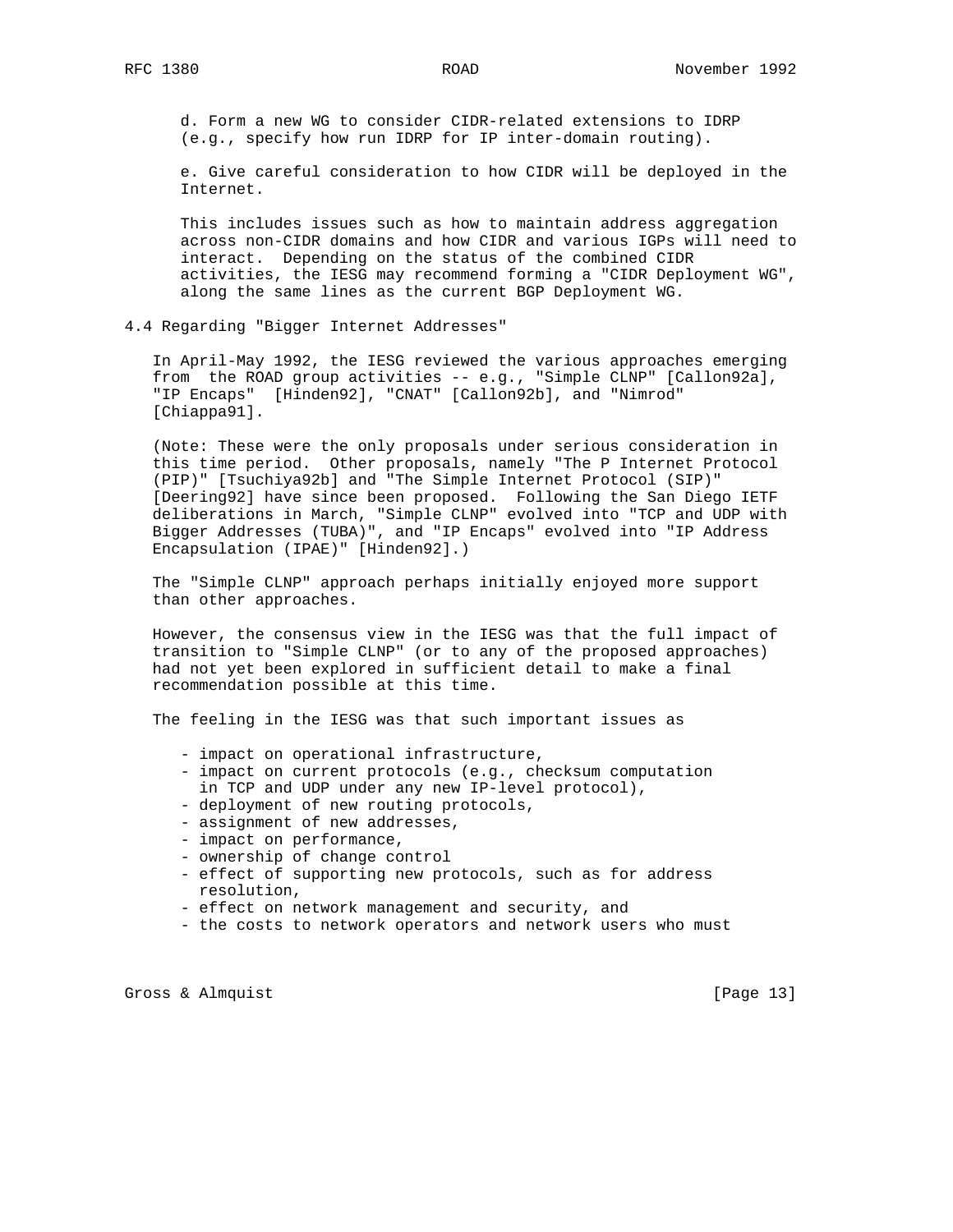d. Form a new WG to consider CIDR-related extensions to IDRP (e.g., specify how run IDRP for IP inter-domain routing).

e. Give careful consideration to how CIDR will be deployed in the Internet.

This includes issues such as how to maintain address aggregation across non-CIDR domains and how CIDR and various IGPs will need to interact. Depending on the status of the combined CIDR activities, the IESG may recommend forming a "CIDR Deployment WG", along the same lines as the current BGP Deployment WG.

### 4.4 Regarding "Bigger Internet Addresses"

In April-May 1992, the IESG reviewed the various approaches emerging from the ROAD group activities -- e.g., "Simple CLNP" [Callon92a], "IP Encaps" [Hinden92], "CNAT" [Callon92b], and "Nimrod" [Chiappa91].

(Note: These were the only proposals under serious consideration in this time period. Other proposals, namely "The P Internet Protocol (PIP)" [Tsuchiya92b] and "The Simple Internet Protocol (SIP)" [Deering92] have since been proposed. Following the San Diego IETF deliberations in March, "Simple CLNP" evolved into "TCP and UDP with Bigger Addresses (TUBA)", and "IP Encaps" evolved into "IP Address Encapsulation (IPAE)" [Hinden92].)

The "Simple CLNP" approach perhaps initially enjoyed more support than other approaches.

However, the consensus view in the IESG was that the full impact of transition to "Simple CLNP" (or to any of the proposed approaches) had not yet been explored in sufficient detail to make a final recommendation possible at this time.

The feeling in the IESG was that such important issues as

- impact on operational infrastructure,
- impact on current protocols (e.g., checksum computation in TCP and UDP under any new IP-level protocol),
- deployment of new routing protocols,
- assignment of new addresses,
- impact on performance,
- ownership of change control
- effect of supporting new protocols, such as for address resolution,
- effect on network management and security, and
- the costs to network operators and network users who must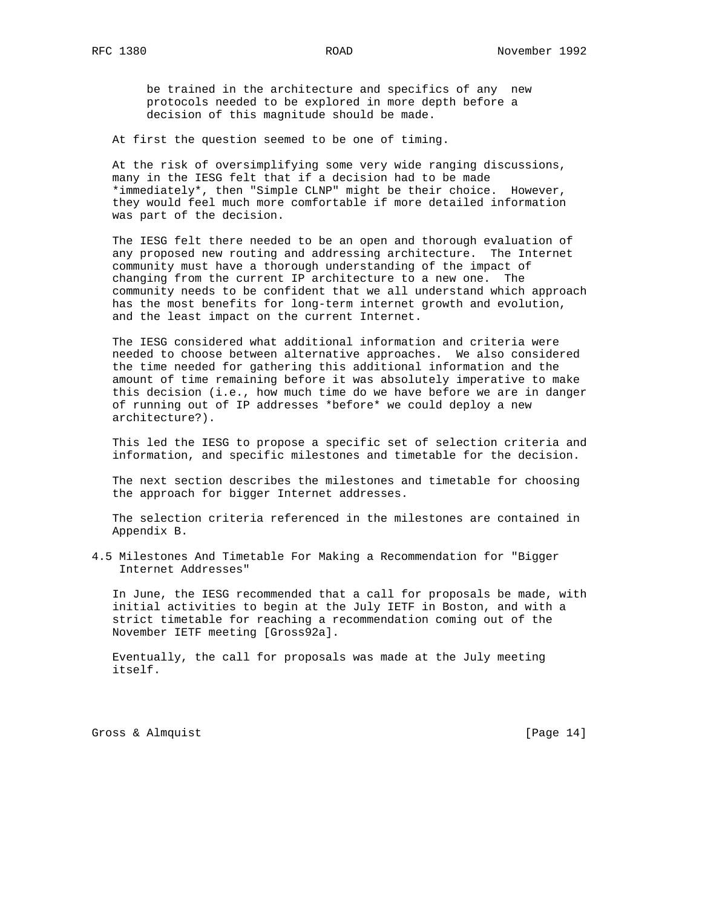be trained in the architecture and specifics of any new protocols needed to be explored in more depth before a decision of this magnitude should be made.

At first the question seemed to be one of timing.

At the risk of oversimplifying some very wide ranging discussions, many in the IESG felt that if a decision had to be made *immediately*, then "Simple CLNP" might be their choice. However, they would feel much more comfortable if more detailed information was part of the decision.

The IESG felt there needed to be an open and thorough evaluation of any proposed new routing and addressing architecture. The Internet community must have a thorough understanding of the impact of changing from the current IP architecture to a new one. The community needs to be confident that we all understand which approach has the most benefits for long-term internet growth and evolution, and the least impact on the current Internet.

The IESG considered what additional information and criteria were needed to choose between alternative approaches. We also considered the time needed for gathering this additional information and the amount of time remaining before it was absolutely imperative to make this decision (i.e., how much time do we have before we are in danger of running out of IP addresses *before* we could deploy a new architecture?).

This led the IESG to propose a specific set of selection criteria and information, and specific milestones and timetable for the decision.

The next section describes the milestones and timetable for choosing the approach for bigger Internet addresses.

The selection criteria referenced in the milestones are contained in Appendix B.

## 4.5 Milestones And Timetable For Making a Recommendation for "Bigger Internet Addresses"

In June, the IESG recommended that a call for proposals be made, with initial activities to begin at the July IETF in Boston, and with a strict timetable for reaching a recommendation coming out of the November IETF meeting [Gross92a].

Eventually, the call for proposals was made at the July meeting itself.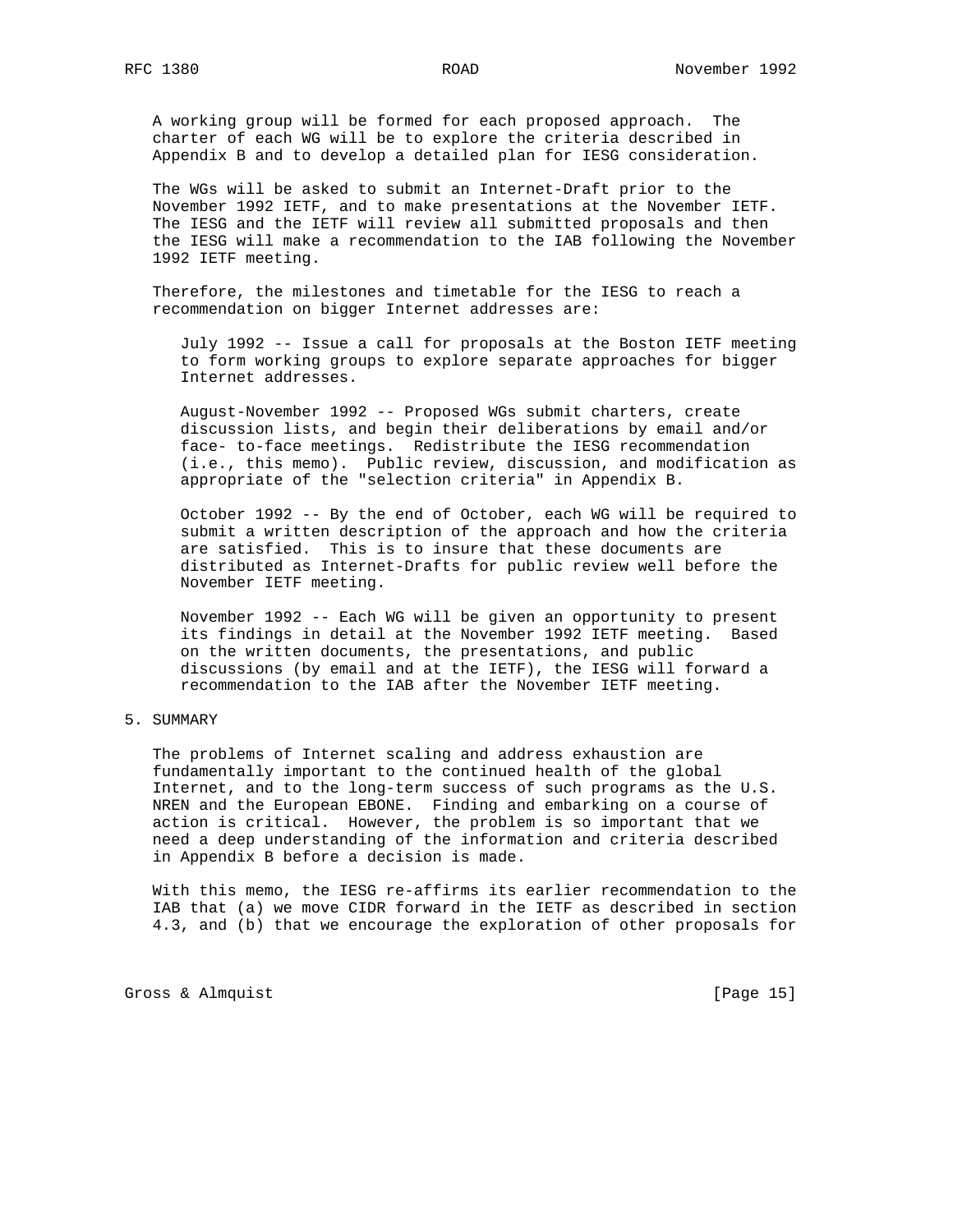A working group will be formed for each proposed approach. The charter of each WG will be to explore the criteria described in Appendix B and to develop a detailed plan for IESG consideration.

The WGs will be asked to submit an Internet-Draft prior to the November 1992 IETF, and to make presentations at the November IETF. The IESG and the IETF will review all submitted proposals and then the IESG will make a recommendation to the IAB following the November 1992 IETF meeting.

Therefore, the milestones and timetable for the IESG to reach a recommendation on bigger Internet addresses are:

July 1992 -- Issue a call for proposals at the Boston IETF meeting to form working groups to explore separate approaches for bigger Internet addresses.

August-November 1992 -- Proposed WGs submit charters, create discussion lists, and begin their deliberations by email and/or face- to-face meetings. Redistribute the IESG recommendation (i.e., this memo). Public review, discussion, and modification as appropriate of the "selection criteria" in Appendix B.

October 1992 -- By the end of October, each WG will be required to submit a written description of the approach and how the criteria are satisfied. This is to insure that these documents are distributed as Internet-Drafts for public review well before the November IETF meeting.

November 1992 -- Each WG will be given an opportunity to present its findings in detail at the November 1992 IETF meeting. Based on the written documents, the presentations, and public discussions (by email and at the IETF), the IESG will forward a recommendation to the IAB after the November IETF meeting.

## 5. SUMMARY

The problems of Internet scaling and address exhaustion are fundamentally important to the continued health of the global Internet, and to the long-term success of such programs as the U.S. NREN and the European EBONE. Finding and embarking on a course of action is critical. However, the problem is so important that we need a deep understanding of the information and criteria described in Appendix B before a decision is made.

With this memo, the IESG re-affirms its earlier recommendation to the IAB that (a) we move CIDR forward in the IETF as described in section 4.3, and (b) that we encourage the exploration of other proposals for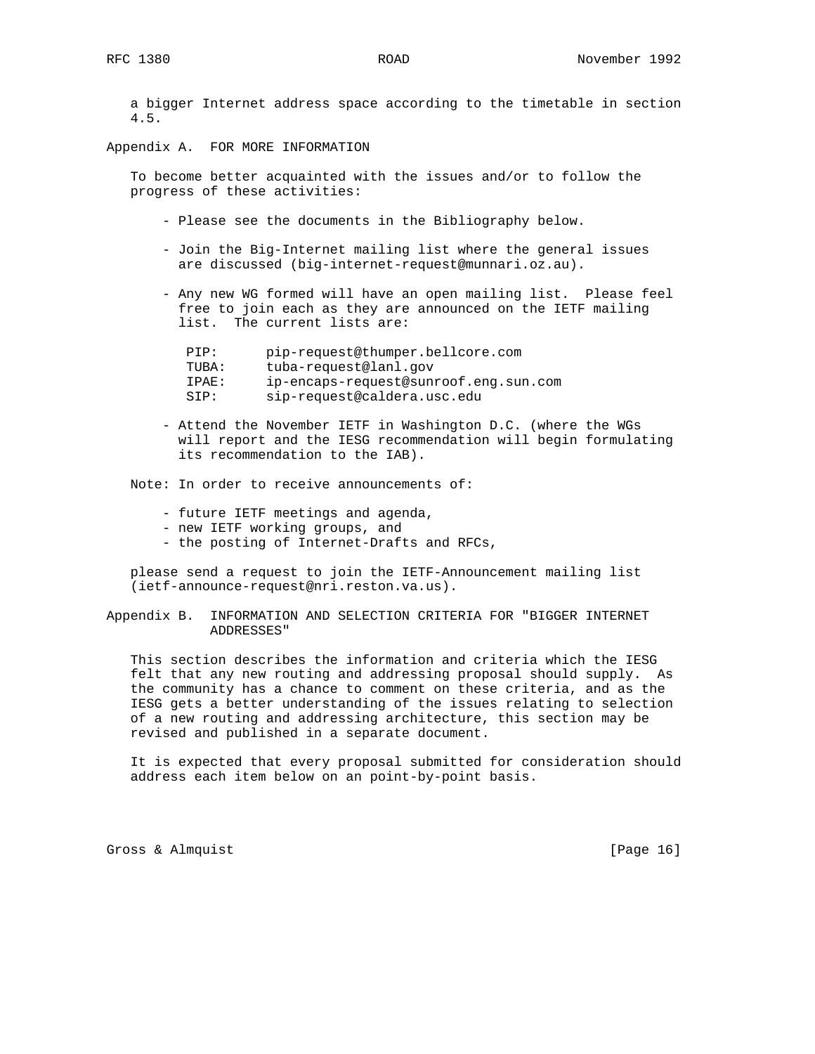a bigger Internet address space according to the timetable in section 4.5.

## Appendix A. FOR MORE INFORMATION

To become better acquainted with the issues and/or to follow the progress of these activities:

- Please see the documents in the Bibliography below.
- Join the Big-Internet mailing list where the general issues are discussed (big-internet-request@munnari.oz.au).
- Any new WG formed will have an open mailing list. Please feel free to join each as they are announced on the IETF mailing list. The current lists are:

```
PIP:      pip-request@thumper.bellcore.com
TUBA:     tuba-request@lanl.gov
IPAE:     ip-encaps-request@sunroof.eng.sun.com
SIP:      sip-request@caldera.usc.edu
```

- Attend the November IETF in Washington D.C. (where the WGs will report and the IESG recommendation will begin formulating its recommendation to the IAB).

Note: In order to receive announcements of:

- future IETF meetings and agenda,
- new IETF working groups, and
- the posting of Internet-Drafts and RFCs,

please send a request to join the IETF-Announcement mailing list (ietf-announce-request@nri.reston.va.us).

## Appendix B. INFORMATION AND SELECTION CRITERIA FOR "BIGGER INTERNET ADDRESSES"

This section describes the information and criteria which the IESG felt that any new routing and addressing proposal should supply. As the community has a chance to comment on these criteria, and as the IESG gets a better understanding of the issues relating to selection of a new routing and addressing architecture, this section may be revised and published in a separate document.

It is expected that every proposal submitted for consideration should address each item below on an point-by-point basis.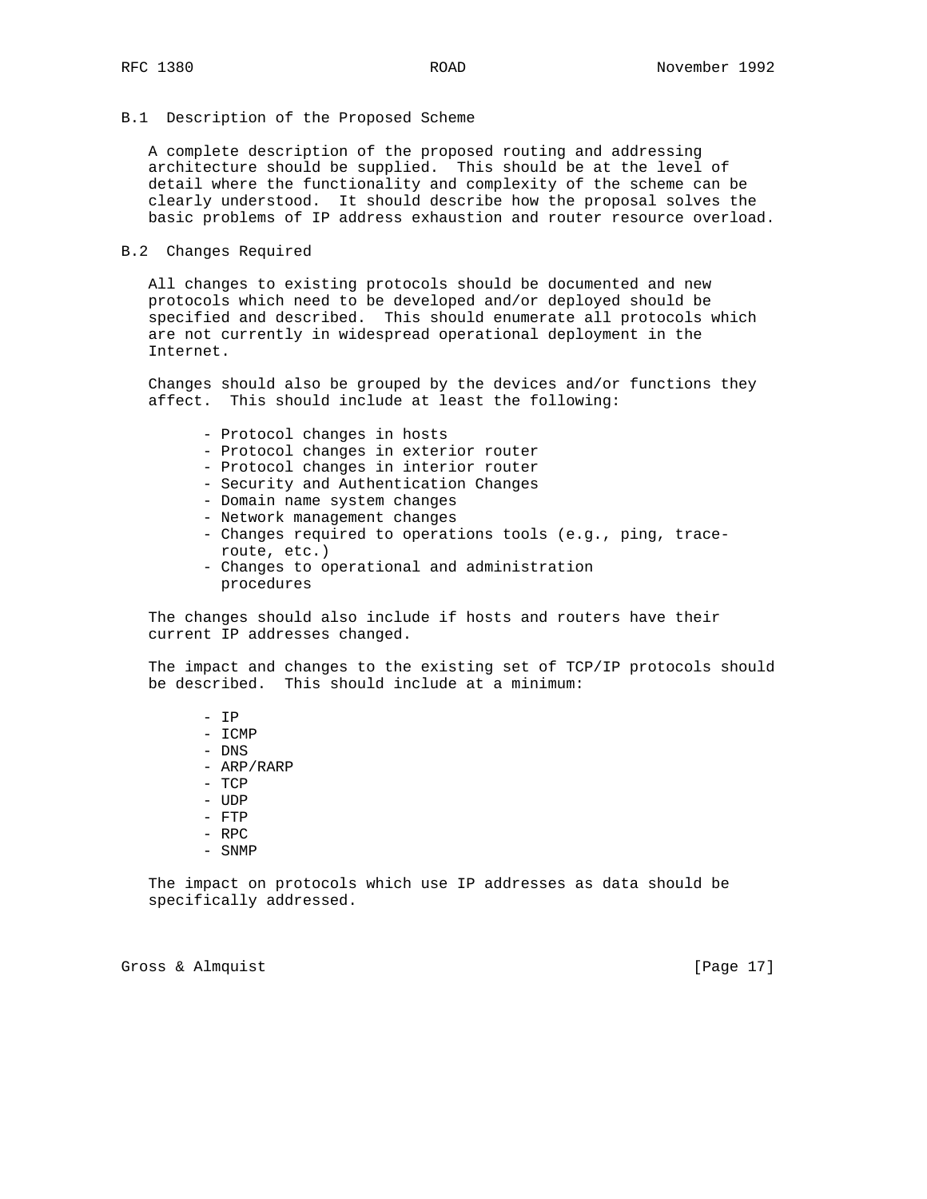### B.1 Description of the Proposed Scheme

A complete description of the proposed routing and addressing architecture should be supplied. This should be at the level of detail where the functionality and complexity of the scheme can be clearly understood. It should describe how the proposal solves the basic problems of IP address exhaustion and router resource overload.

### B.2 Changes Required

All changes to existing protocols should be documented and new protocols which need to be developed and/or deployed should be specified and described. This should enumerate all protocols which are not currently in widespread operational deployment in the Internet.

Changes should also be grouped by the devices and/or functions they affect. This should include at least the following:

- Protocol changes in hosts
- Protocol changes in exterior router
- Protocol changes in interior router
- Security and Authentication Changes
- Domain name system changes
- Network management changes
- Changes required to operations tools (e.g., ping, trace-route, etc.)
- Changes to operational and administration procedures

The changes should also include if hosts and routers have their current IP addresses changed.

The impact and changes to the existing set of TCP/IP protocols should be described. This should include at a minimum:

- IP
- ICMP
- DNS
- ARP/RARP
- TCP
- UDP
- FTP
- RPC
- SNMP

The impact on protocols which use IP addresses as data should be specifically addressed.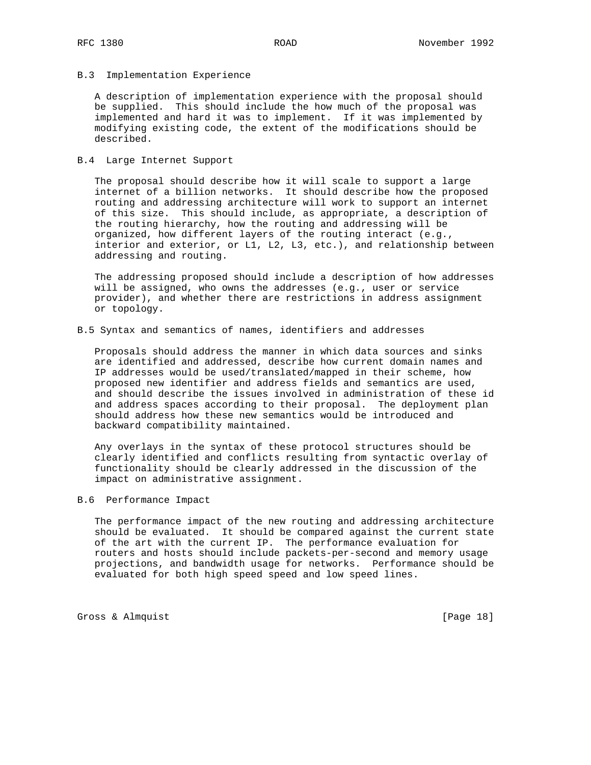### B.3 Implementation Experience

A description of implementation experience with the proposal should be supplied. This should include the how much of the proposal was implemented and hard it was to implement. If it was implemented by modifying existing code, the extent of the modifications should be described.

### B.4 Large Internet Support

The proposal should describe how it will scale to support a large internet of a billion networks. It should describe how the proposed routing and addressing architecture will work to support an internet of this size. This should include, as appropriate, a description of the routing hierarchy, how the routing and addressing will be organized, how different layers of the routing interact (e.g., interior and exterior, or L1, L2, L3, etc.), and relationship between addressing and routing.

The addressing proposed should include a description of how addresses will be assigned, who owns the addresses (e.g., user or service provider), and whether there are restrictions in address assignment or topology.

### B.5 Syntax and semantics of names, identifiers and addresses

Proposals should address the manner in which data sources and sinks are identified and addressed, describe how current domain names and IP addresses would be used/translated/mapped in their scheme, how proposed new identifier and address fields and semantics are used, and should describe the issues involved in administration of these id and address spaces according to their proposal. The deployment plan should address how these new semantics would be introduced and backward compatibility maintained.

Any overlays in the syntax of these protocol structures should be clearly identified and conflicts resulting from syntactic overlay of functionality should be clearly addressed in the discussion of the impact on administrative assignment.

### B.6 Performance Impact

The performance impact of the new routing and addressing architecture should be evaluated. It should be compared against the current state of the art with the current IP. The performance evaluation for routers and hosts should include packets-per-second and memory usage projections, and bandwidth usage for networks. Performance should be evaluated for both high speed speed and low speed lines.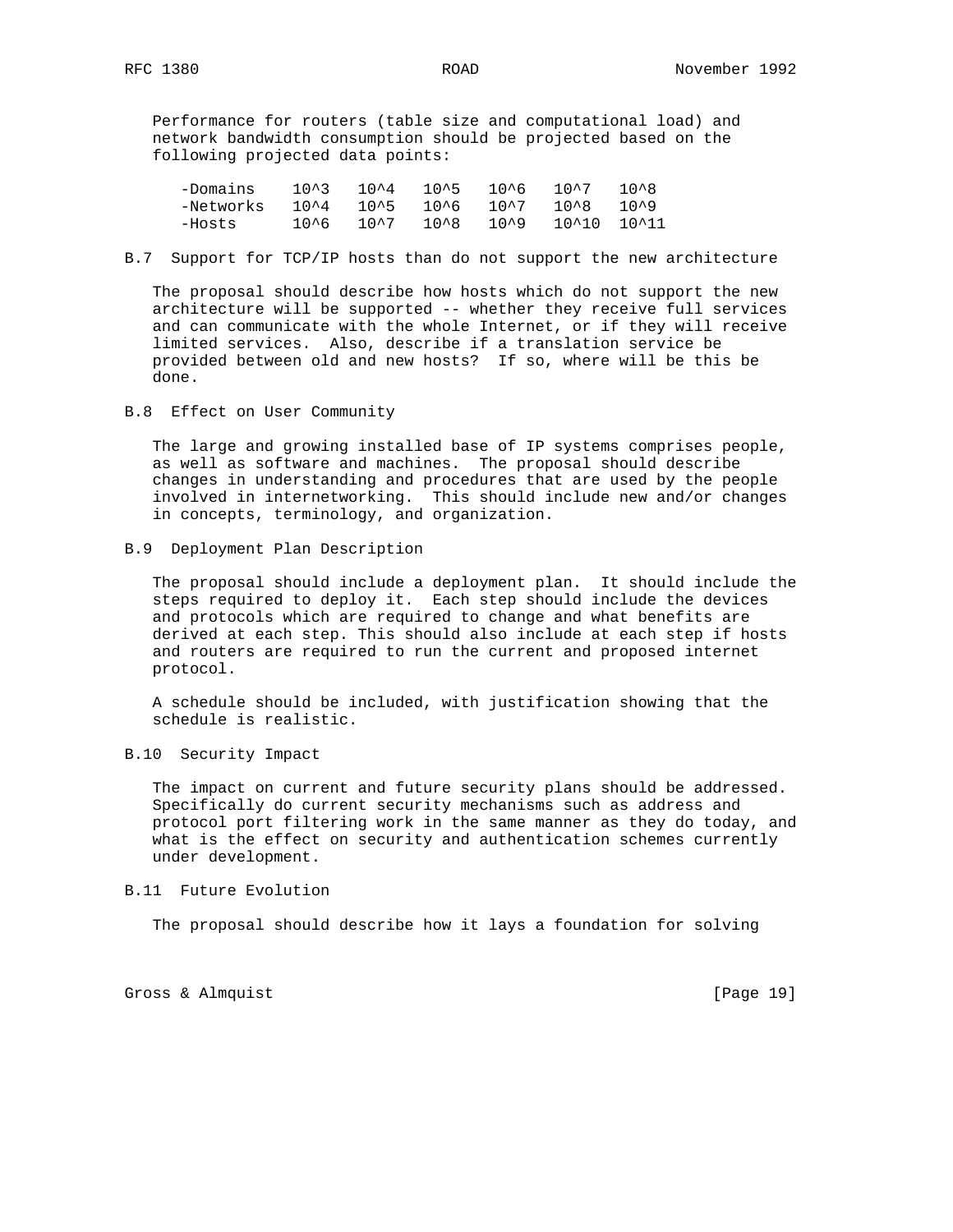Performance for routers (table size and computational load) and network bandwidth consumption should be projected based on the following projected data points:

|  |  |  |  |  |  |  |
|---|---|---|---|---|---|---|
| -Domains | $10^3$ | $10^4$ | $10^5$ | $10^6$ | $10^7$ | $10^8$ |
| -Networks | $10^4$ | $10^5$ | $10^6$ | $10^7$ | $10^8$ | $10^9$ |
| -Hosts | $10^6$ | $10^7$ | $10^8$ | $10^9$ | $10^{10}$ | $10^{11}$ |

### B.7 Support for TCP/IP hosts than do not support the new architecture

The proposal should describe how hosts which do not support the new architecture will be supported -- whether they receive full services and can communicate with the whole Internet, or if they will receive limited services. Also, describe if a translation service be provided between old and new hosts? If so, where will be this be done.

### B.8 Effect on User Community

The large and growing installed base of IP systems comprises people, as well as software and machines. The proposal should describe changes in understanding and procedures that are used by the people involved in internetworking. This should include new and/or changes in concepts, terminology, and organization.

### B.9 Deployment Plan Description

The proposal should include a deployment plan. It should include the steps required to deploy it. Each step should include the devices and protocols which are required to change and what benefits are derived at each step. This should also include at each step if hosts and routers are required to run the current and proposed internet protocol.

A schedule should be included, with justification showing that the schedule is realistic.

### B.10 Security Impact

The impact on current and future security plans should be addressed. Specifically do current security mechanisms such as address and protocol port filtering work in the same manner as they do today, and what is the effect on security and authentication schemes currently under development.

### B.11 Future Evolution

The proposal should describe how it lays a foundation for solving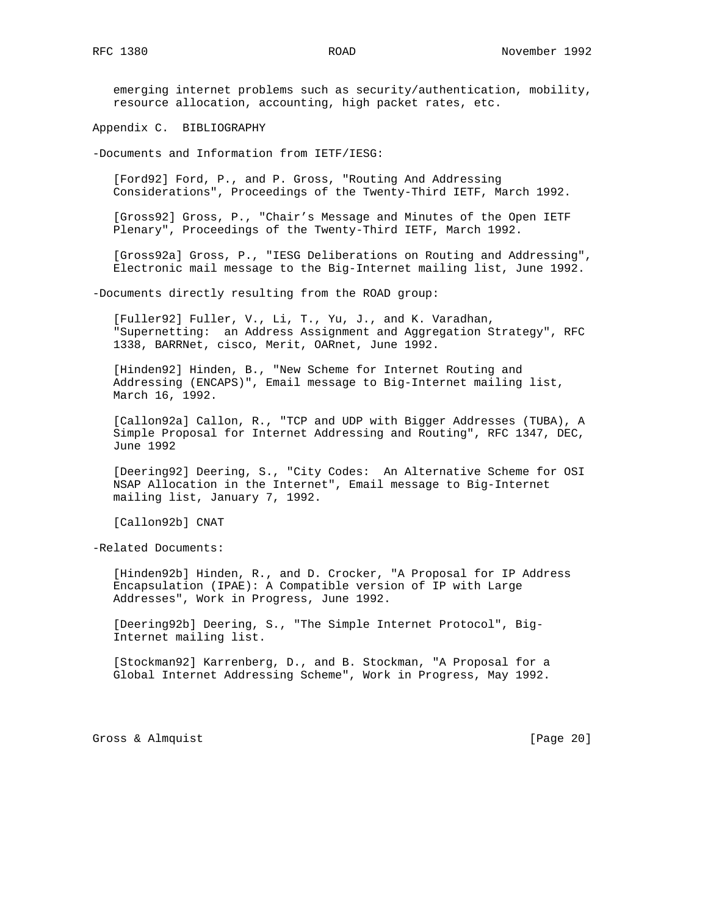emerging internet problems such as security/authentication, mobility, resource allocation, accounting, high packet rates, etc.

## Appendix C. BIBLIOGRAPHY

-Documents and Information from IETF/IESG:

[Ford92] Ford, P., and P. Gross, "Routing And Addressing Considerations", Proceedings of the Twenty-Third IETF, March 1992.

[Gross92] Gross, P., "Chair's Message and Minutes of the Open IETF Plenary", Proceedings of the Twenty-Third IETF, March 1992.

[Gross92a] Gross, P., "IESG Deliberations on Routing and Addressing", Electronic mail message to the Big-Internet mailing list, June 1992.

-Documents directly resulting from the ROAD group:

[Fuller92] Fuller, V., Li, T., Yu, J., and K. Varadhan, "Supernetting: an Address Assignment and Aggregation Strategy", RFC 1338, BARRNet, cisco, Merit, OARnet, June 1992.

[Hinden92] Hinden, B., "New Scheme for Internet Routing and Addressing (ENCAPS)", Email message to Big-Internet mailing list, March 16, 1992.

[Callon92a] Callon, R., "TCP and UDP with Bigger Addresses (TUBA), A Simple Proposal for Internet Addressing and Routing", RFC 1347, DEC, June 1992

[Deering92] Deering, S., "City Codes: An Alternative Scheme for OSI NSAP Allocation in the Internet", Email message to Big-Internet mailing list, January 7, 1992.

[Callon92b] CNAT

-Related Documents:

[Hinden92b] Hinden, R., and D. Crocker, "A Proposal for IP Address Encapsulation (IPAE): A Compatible version of IP with Large Addresses", Work in Progress, June 1992.

[Deering92b] Deering, S., "The Simple Internet Protocol", Big-Internet mailing list.

[Stockman92] Karrenberg, D., and B. Stockman, "A Proposal for a Global Internet Addressing Scheme", Work in Progress, May 1992.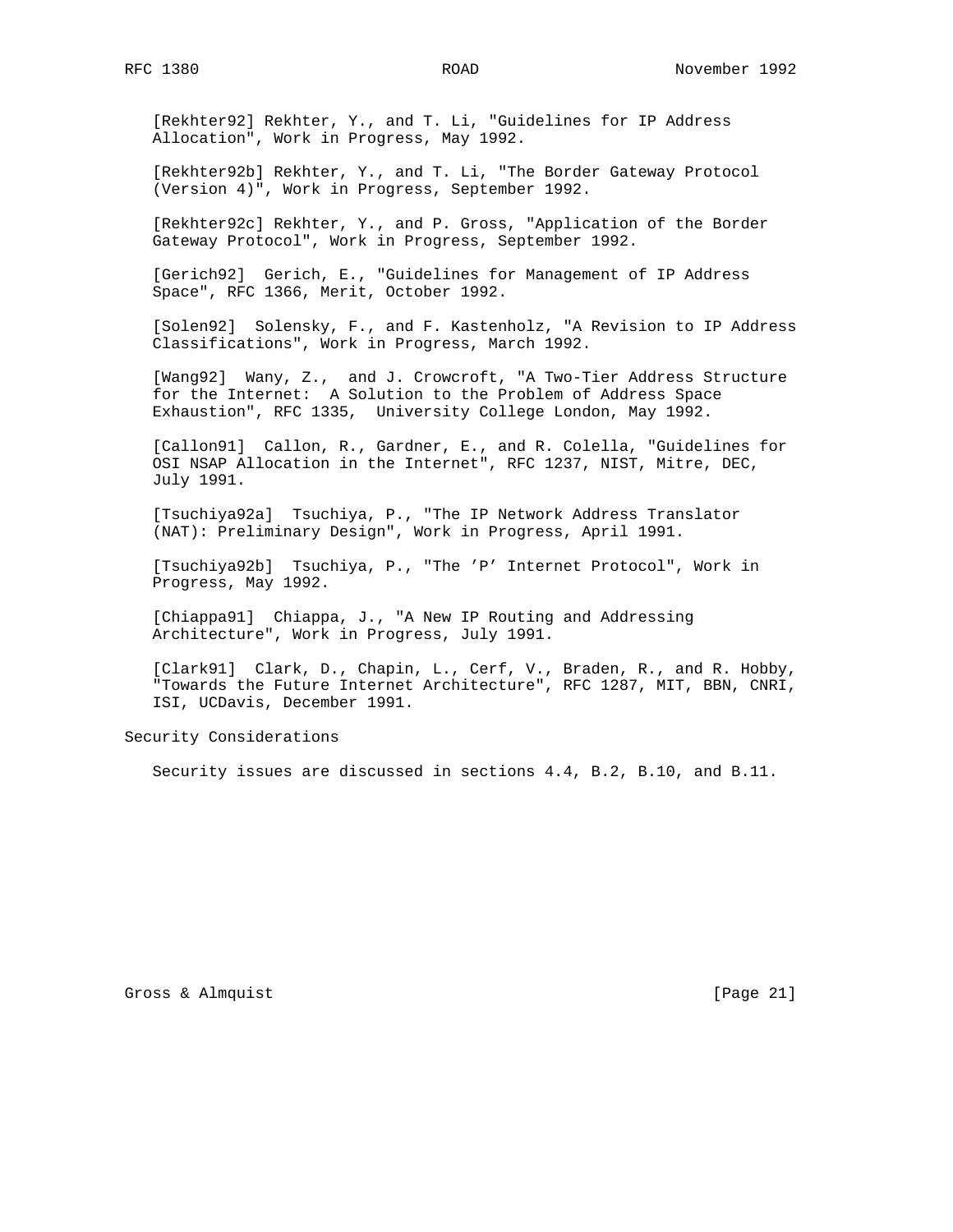[Rekhter92] Rekhter, Y., and T. Li, "Guidelines for IP Address Allocation", Work in Progress, May 1992.

[Rekhter92b] Rekhter, Y., and T. Li, "The Border Gateway Protocol (Version 4)", Work in Progress, September 1992.

[Rekhter92c] Rekhter, Y., and P. Gross, "Application of the Border Gateway Protocol", Work in Progress, September 1992.

[Gerich92] Gerich, E., "Guidelines for Management of IP Address Space", RFC 1366, Merit, October 1992.

[Solen92] Solensky, F., and F. Kastenholz, "A Revision to IP Address Classifications", Work in Progress, March 1992.

[Wang92] Wany, Z., and J. Crowcroft, "A Two-Tier Address Structure for the Internet: A Solution to the Problem of Address Space Exhaustion", RFC 1335, University College London, May 1992.

[Callon91] Callon, R., Gardner, E., and R. Colella, "Guidelines for OSI NSAP Allocation in the Internet", RFC 1237, NIST, Mitre, DEC, July 1991.

[Tsuchiya92a] Tsuchiya, P., "The IP Network Address Translator (NAT): Preliminary Design", Work in Progress, April 1991.

[Tsuchiya92b] Tsuchiya, P., "The 'P' Internet Protocol", Work in Progress, May 1992.

[Chiappa91] Chiappa, J., "A New IP Routing and Addressing Architecture", Work in Progress, July 1991.

[Clark91] Clark, D., Chapin, L., Cerf, V., Braden, R., and R. Hobby, "Towards the Future Internet Architecture", RFC 1287, MIT, BBN, CNRI, ISI, UCDavis, December 1991.

## Security Considerations

Security issues are discussed in sections 4.4, B.2, B.10, and B.11.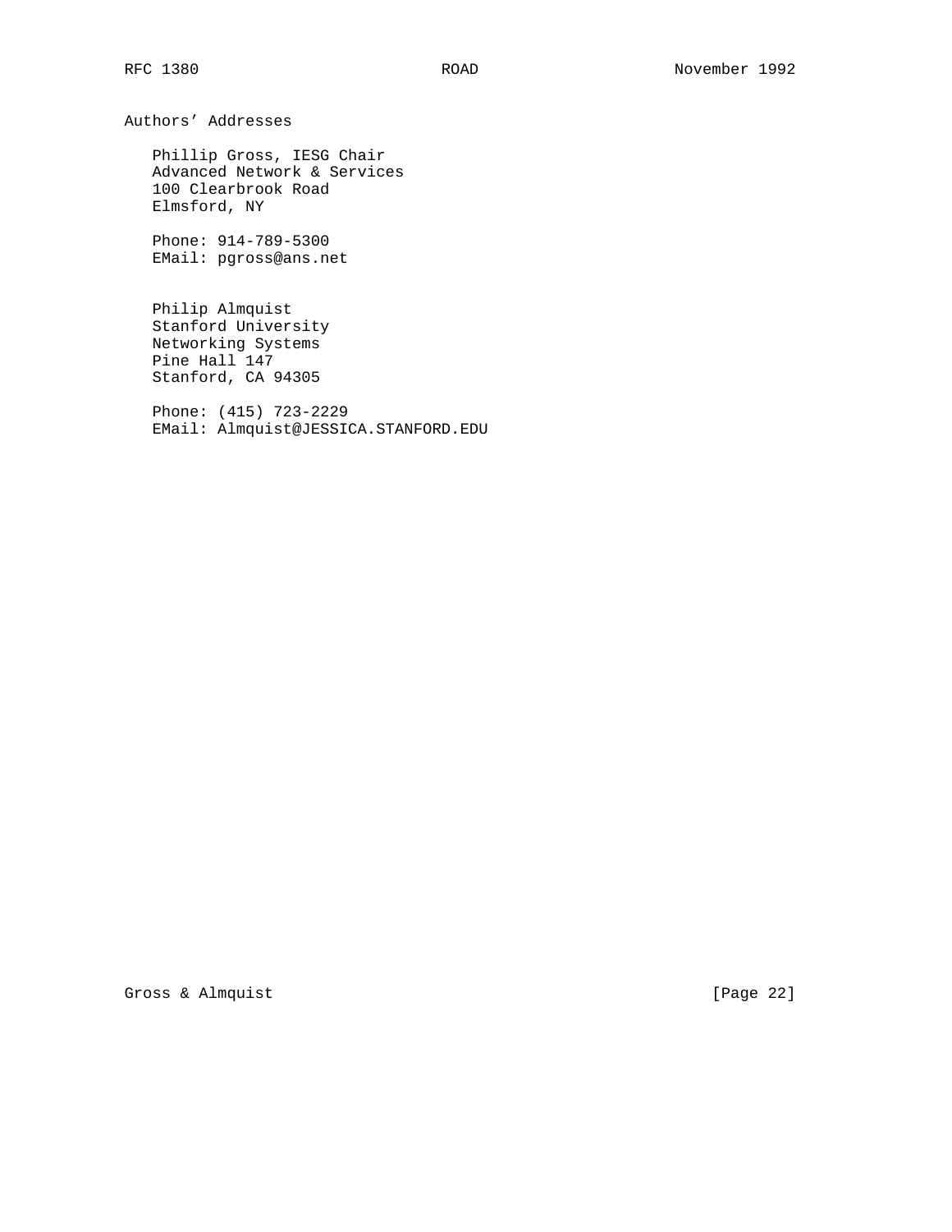## Authors' Addresses

Phillip Gross, IESG Chair
Advanced Network & Services
100 Clearbrook Road
Elmsford, NY

Phone: 914-789-5300
EMail: pgross@ans.net

Philip Almquist
Stanford University
Networking Systems
Pine Hall 147
Stanford, CA 94305

Phone: (415) 723-2229
EMail: Almquist@JESSICA.STANFORD.EDU